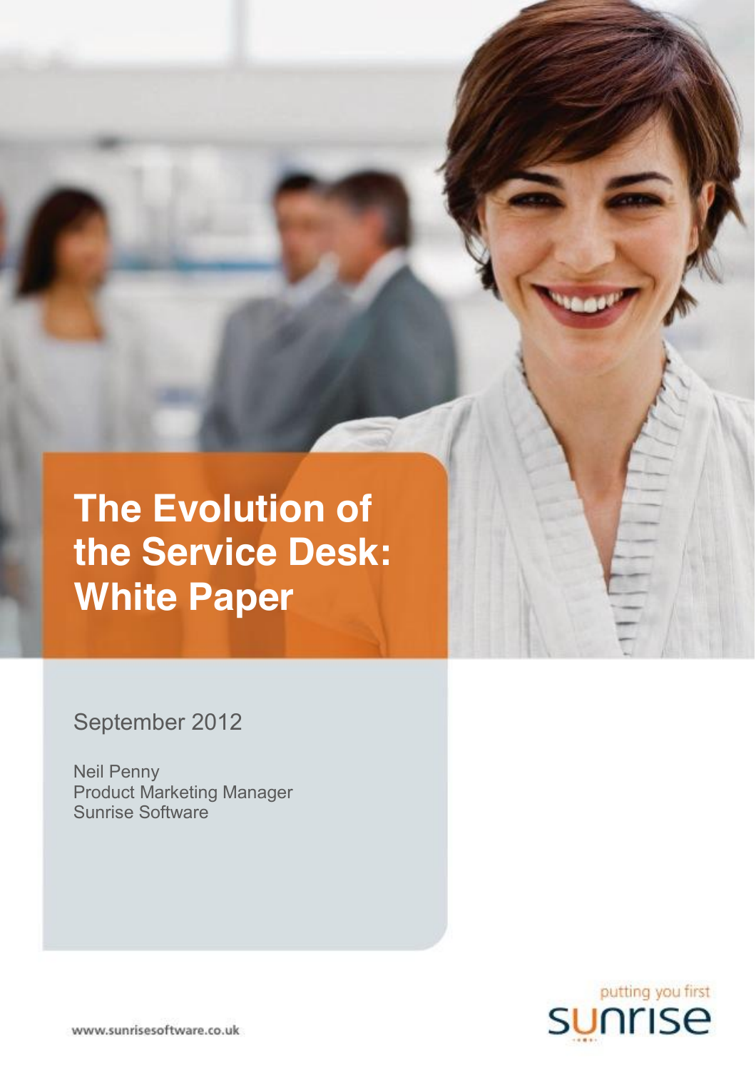# The Evolution of the Service Desk: White Paper

September 2012

Neil Penny
Product Marketing Manager
Sunrise Software

putting you first
sunrise

www.sunrisesoftware.co.uk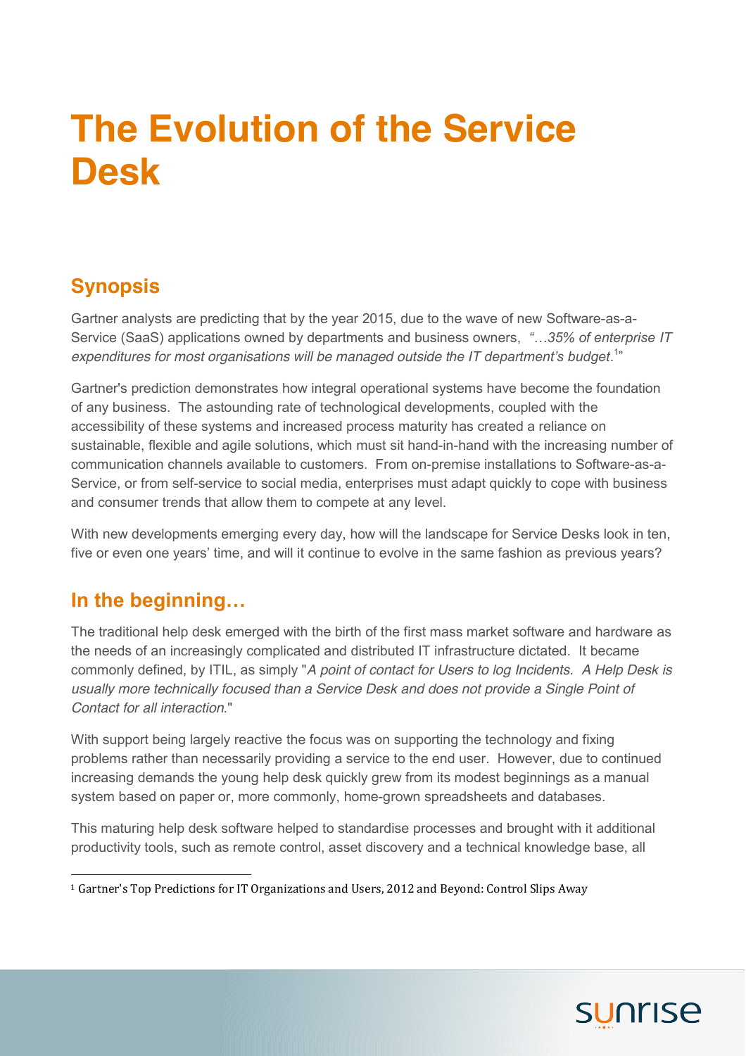# The Evolution of the Service Desk

## Synopsis

Gartner analysts are predicting that by the year 2015, due to the wave of new Software-as-a-Service (SaaS) applications owned by departments and business owners, *"…35% of enterprise IT expenditures for most organisations will be managed outside the IT department's budget*.[1]"

Gartner's prediction demonstrates how integral operational systems have become the foundation of any business. The astounding rate of technological developments, coupled with the accessibility of these systems and increased process maturity has created a reliance on sustainable, flexible and agile solutions, which must sit hand-in-hand with the increasing number of communication channels available to customers. From on-premise installations to Software-as-a-Service, or from self-service to social media, enterprises must adapt quickly to cope with business and consumer trends that allow them to compete at any level.

With new developments emerging every day, how will the landscape for Service Desks look in ten, five or even one years' time, and will it continue to evolve in the same fashion as previous years?

## In the beginning…

The traditional help desk emerged with the birth of the first mass market software and hardware as the needs of an increasingly complicated and distributed IT infrastructure dictated. It became commonly defined, by ITIL, as simply "*A point of contact for Users to log Incidents. A Help Desk is usually more technically focused than a Service Desk and does not provide a Single Point of Contact for all interaction*."

With support being largely reactive the focus was on supporting the technology and fixing problems rather than necessarily providing a service to the end user. However, due to continued increasing demands the young help desk quickly grew from its modest beginnings as a manual system based on paper or, more commonly, home-grown spreadsheets and databases.

This maturing help desk software helped to standardise processes and brought with it additional productivity tools, such as remote control, asset discovery and a technical knowledge base, all

[1] Gartner's Top Predictions for IT Organizations and Users, 2012 and Beyond: Control Slips Away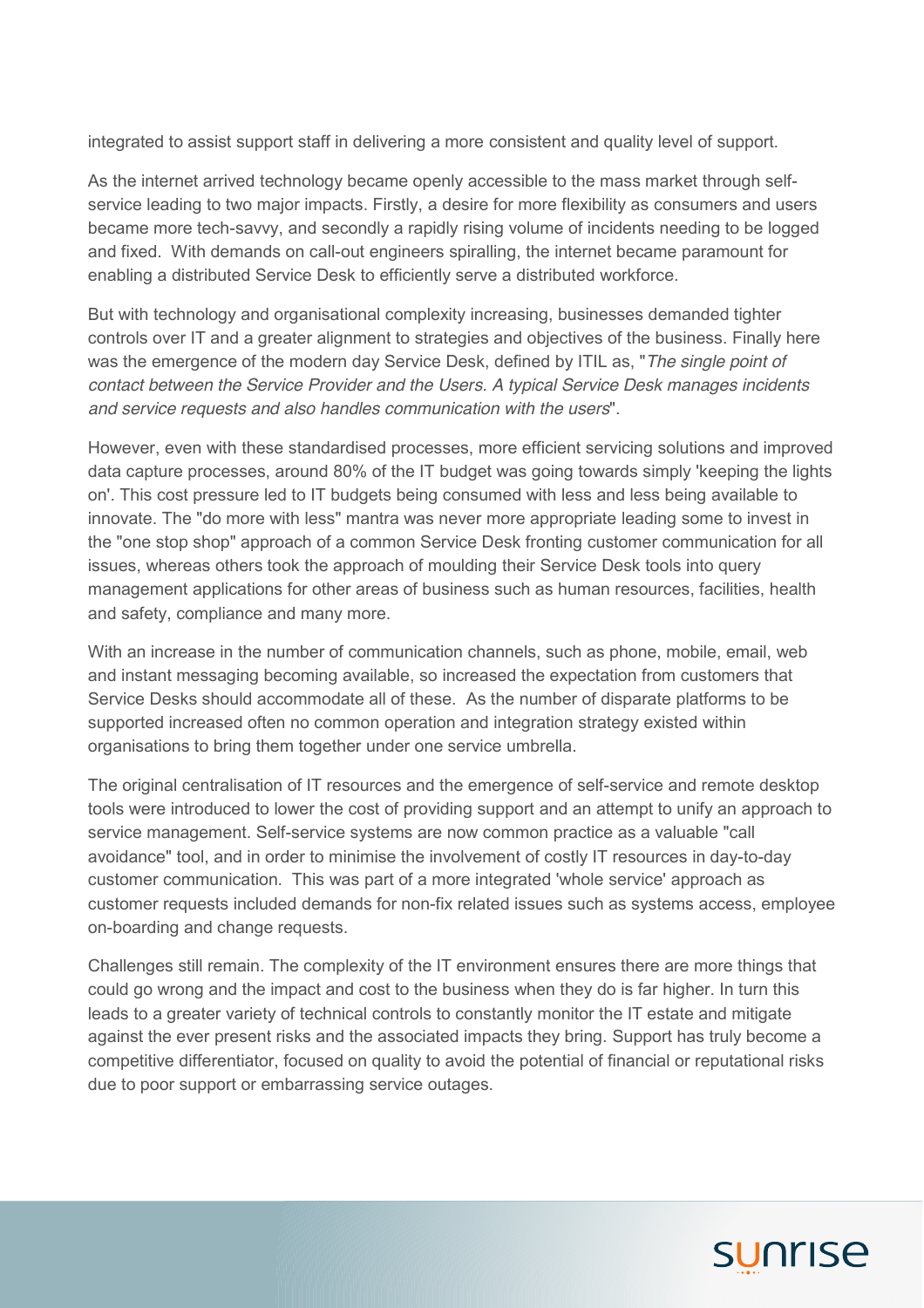integrated to assist support staff in delivering a more consistent and quality level of support.

As the internet arrived technology became openly accessible to the mass market through self-service leading to two major impacts. Firstly, a desire for more flexibility as consumers and users became more tech-savvy, and secondly a rapidly rising volume of incidents needing to be logged and fixed. With demands on call-out engineers spiralling, the internet became paramount for enabling a distributed Service Desk to efficiently serve a distributed workforce.

But with technology and organisational complexity increasing, businesses demanded tighter controls over IT and a greater alignment to strategies and objectives of the business. Finally here was the emergence of the modern day Service Desk, defined by ITIL as, "*The single point of contact between the Service Provider and the Users. A typical Service Desk manages incidents and service requests and also handles communication with the users*".

However, even with these standardised processes, more efficient servicing solutions and improved data capture processes, around 80% of the IT budget was going towards simply 'keeping the lights on'. This cost pressure led to IT budgets being consumed with less and less being available to innovate. The "do more with less" mantra was never more appropriate leading some to invest in the "one stop shop" approach of a common Service Desk fronting customer communication for all issues, whereas others took the approach of moulding their Service Desk tools into query management applications for other areas of business such as human resources, facilities, health and safety, compliance and many more.

With an increase in the number of communication channels, such as phone, mobile, email, web and instant messaging becoming available, so increased the expectation from customers that Service Desks should accommodate all of these. As the number of disparate platforms to be supported increased often no common operation and integration strategy existed within organisations to bring them together under one service umbrella.

The original centralisation of IT resources and the emergence of self-service and remote desktop tools were introduced to lower the cost of providing support and an attempt to unify an approach to service management. Self-service systems are now common practice as a valuable "call avoidance" tool, and in order to minimise the involvement of costly IT resources in day-to-day customer communication. This was part of a more integrated 'whole service' approach as customer requests included demands for non-fix related issues such as systems access, employee on-boarding and change requests.

Challenges still remain. The complexity of the IT environment ensures there are more things that could go wrong and the impact and cost to the business when they do is far higher. In turn this leads to a greater variety of technical controls to constantly monitor the IT estate and mitigate against the ever present risks and the associated impacts they bring. Support has truly become a competitive differentiator, focused on quality to avoid the potential of financial or reputational risks due to poor support or embarrassing service outages.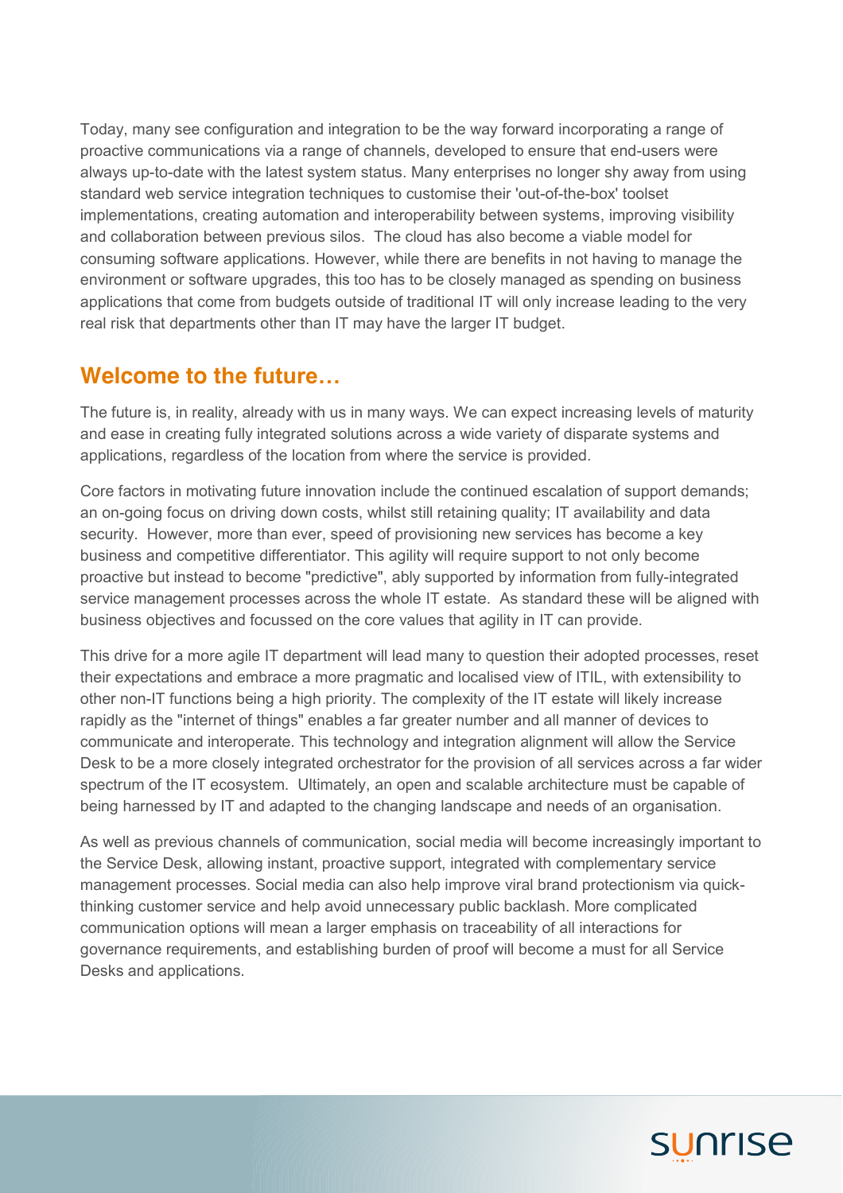Today, many see configuration and integration to be the way forward incorporating a range of proactive communications via a range of channels, developed to ensure that end-users were always up-to-date with the latest system status. Many enterprises no longer shy away from using standard web service integration techniques to customise their 'out-of-the-box' toolset implementations, creating automation and interoperability between systems, improving visibility and collaboration between previous silos. The cloud has also become a viable model for consuming software applications. However, while there are benefits in not having to manage the environment or software upgrades, this too has to be closely managed as spending on business applications that come from budgets outside of traditional IT will only increase leading to the very real risk that departments other than IT may have the larger IT budget.

## Welcome to the future…

The future is, in reality, already with us in many ways. We can expect increasing levels of maturity and ease in creating fully integrated solutions across a wide variety of disparate systems and applications, regardless of the location from where the service is provided.

Core factors in motivating future innovation include the continued escalation of support demands; an on-going focus on driving down costs, whilst still retaining quality; IT availability and data security. However, more than ever, speed of provisioning new services has become a key business and competitive differentiator. This agility will require support to not only become proactive but instead to become "predictive", ably supported by information from fully-integrated service management processes across the whole IT estate. As standard these will be aligned with business objectives and focussed on the core values that agility in IT can provide.

This drive for a more agile IT department will lead many to question their adopted processes, reset their expectations and embrace a more pragmatic and localised view of ITIL, with extensibility to other non-IT functions being a high priority. The complexity of the IT estate will likely increase rapidly as the "internet of things" enables a far greater number and all manner of devices to communicate and interoperate. This technology and integration alignment will allow the Service Desk to be a more closely integrated orchestrator for the provision of all services across a far wider spectrum of the IT ecosystem. Ultimately, an open and scalable architecture must be capable of being harnessed by IT and adapted to the changing landscape and needs of an organisation.

As well as previous channels of communication, social media will become increasingly important to the Service Desk, allowing instant, proactive support, integrated with complementary service management processes. Social media can also help improve viral brand protectionism via quick-thinking customer service and help avoid unnecessary public backlash. More complicated communication options will mean a larger emphasis on traceability of all interactions for governance requirements, and establishing burden of proof will become a must for all Service Desks and applications.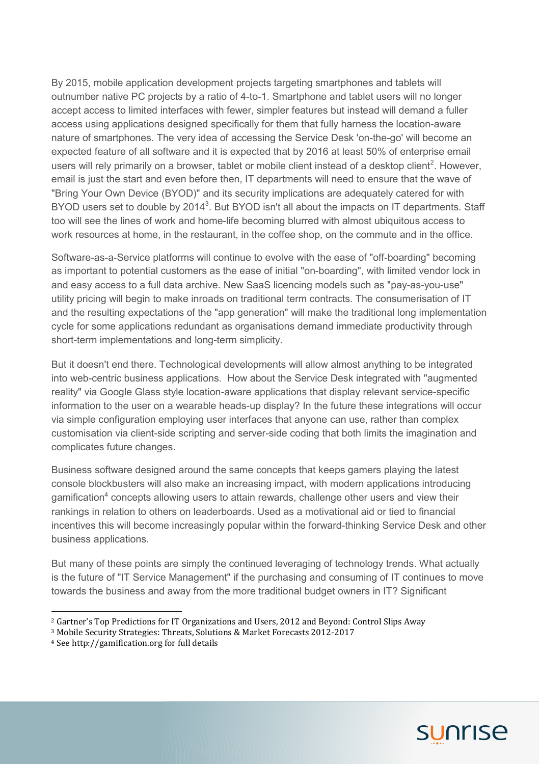By 2015, mobile application development projects targeting smartphones and tablets will outnumber native PC projects by a ratio of 4-to-1. Smartphone and tablet users will no longer accept access to limited interfaces with fewer, simpler features but instead will demand a fuller access using applications designed specifically for them that fully harness the location-aware nature of smartphones. The very idea of accessing the Service Desk 'on-the-go' will become an expected feature of all software and it is expected that by 2016 at least 50% of enterprise email users will rely primarily on a browser, tablet or mobile client instead of a desktop client[2]. However, email is just the start and even before then, IT departments will need to ensure that the wave of "Bring Your Own Device (BYOD)" and its security implications are adequately catered for with BYOD users set to double by 2014[3]. But BYOD isn't all about the impacts on IT departments. Staff too will see the lines of work and home-life becoming blurred with almost ubiquitous access to work resources at home, in the restaurant, in the coffee shop, on the commute and in the office.

Software-as-a-Service platforms will continue to evolve with the ease of "off-boarding" becoming as important to potential customers as the ease of initial "on-boarding", with limited vendor lock in and easy access to a full data archive. New SaaS licencing models such as "pay-as-you-use" utility pricing will begin to make inroads on traditional term contracts. The consumerisation of IT and the resulting expectations of the "app generation" will make the traditional long implementation cycle for some applications redundant as organisations demand immediate productivity through short-term implementations and long-term simplicity.

But it doesn't end there. Technological developments will allow almost anything to be integrated into web-centric business applications. How about the Service Desk integrated with "augmented reality" via Google Glass style location-aware applications that display relevant service-specific information to the user on a wearable heads-up display? In the future these integrations will occur via simple configuration employing user interfaces that anyone can use, rather than complex customisation via client-side scripting and server-side coding that both limits the imagination and complicates future changes.

Business software designed around the same concepts that keeps gamers playing the latest console blockbusters will also make an increasing impact, with modern applications introducing gamification[4] concepts allowing users to attain rewards, challenge other users and view their rankings in relation to others on leaderboards. Used as a motivational aid or tied to financial incentives this will become increasingly popular within the forward-thinking Service Desk and other business applications.

But many of these points are simply the continued leveraging of technology trends. What actually is the future of "IT Service Management" if the purchasing and consuming of IT continues to move towards the business and away from the more traditional budget owners in IT? Significant

---

[2] Gartner's Top Predictions for IT Organizations and Users, 2012 and Beyond: Control Slips Away

[3] Mobile Security Strategies: Threats, Solutions & Market Forecasts 2012-2017

[4] See http://gamification.org for full details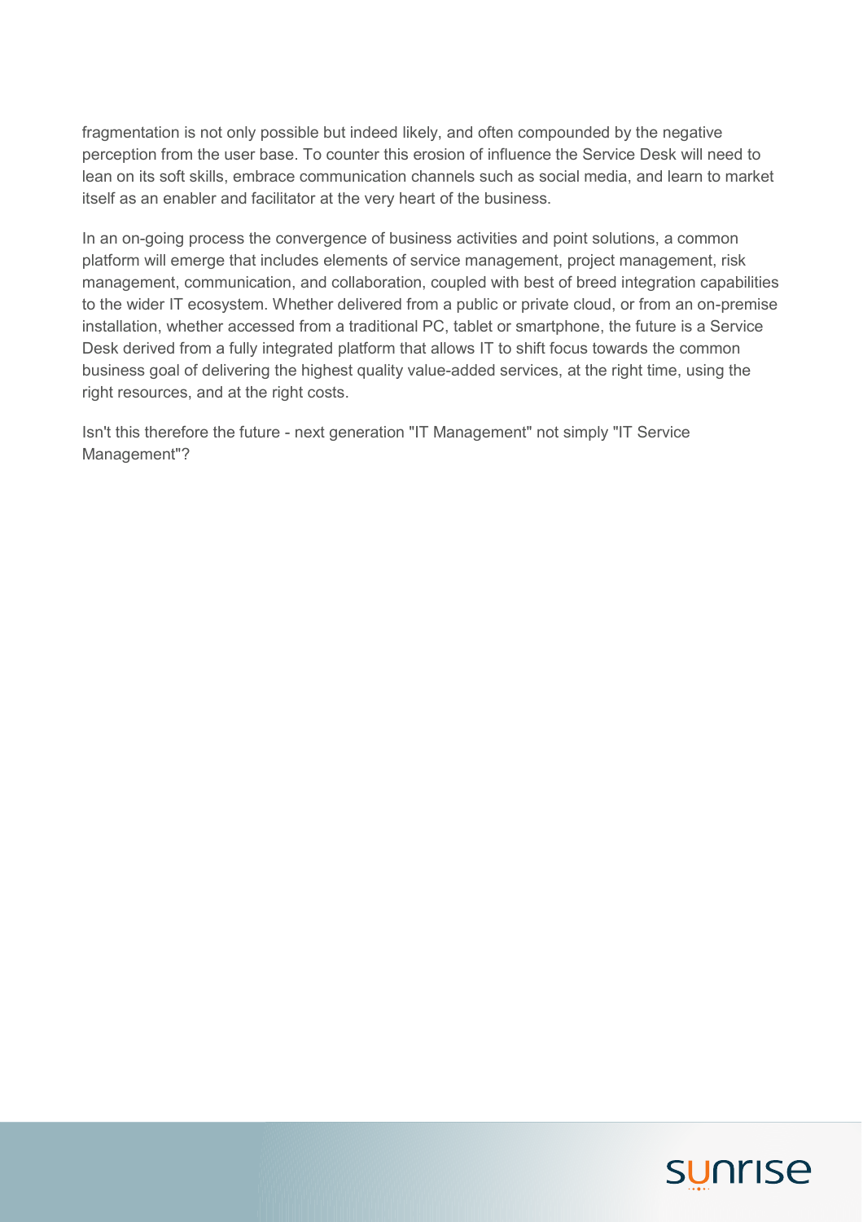fragmentation is not only possible but indeed likely, and often compounded by the negative perception from the user base. To counter this erosion of influence the Service Desk will need to lean on its soft skills, embrace communication channels such as social media, and learn to market itself as an enabler and facilitator at the very heart of the business.

In an on-going process the convergence of business activities and point solutions, a common platform will emerge that includes elements of service management, project management, risk management, communication, and collaboration, coupled with best of breed integration capabilities to the wider IT ecosystem. Whether delivered from a public or private cloud, or from an on-premise installation, whether accessed from a traditional PC, tablet or smartphone, the future is a Service Desk derived from a fully integrated platform that allows IT to shift focus towards the common business goal of delivering the highest quality value-added services, at the right time, using the right resources, and at the right costs.

Isn't this therefore the future - next generation "IT Management" not simply "IT Service Management"?